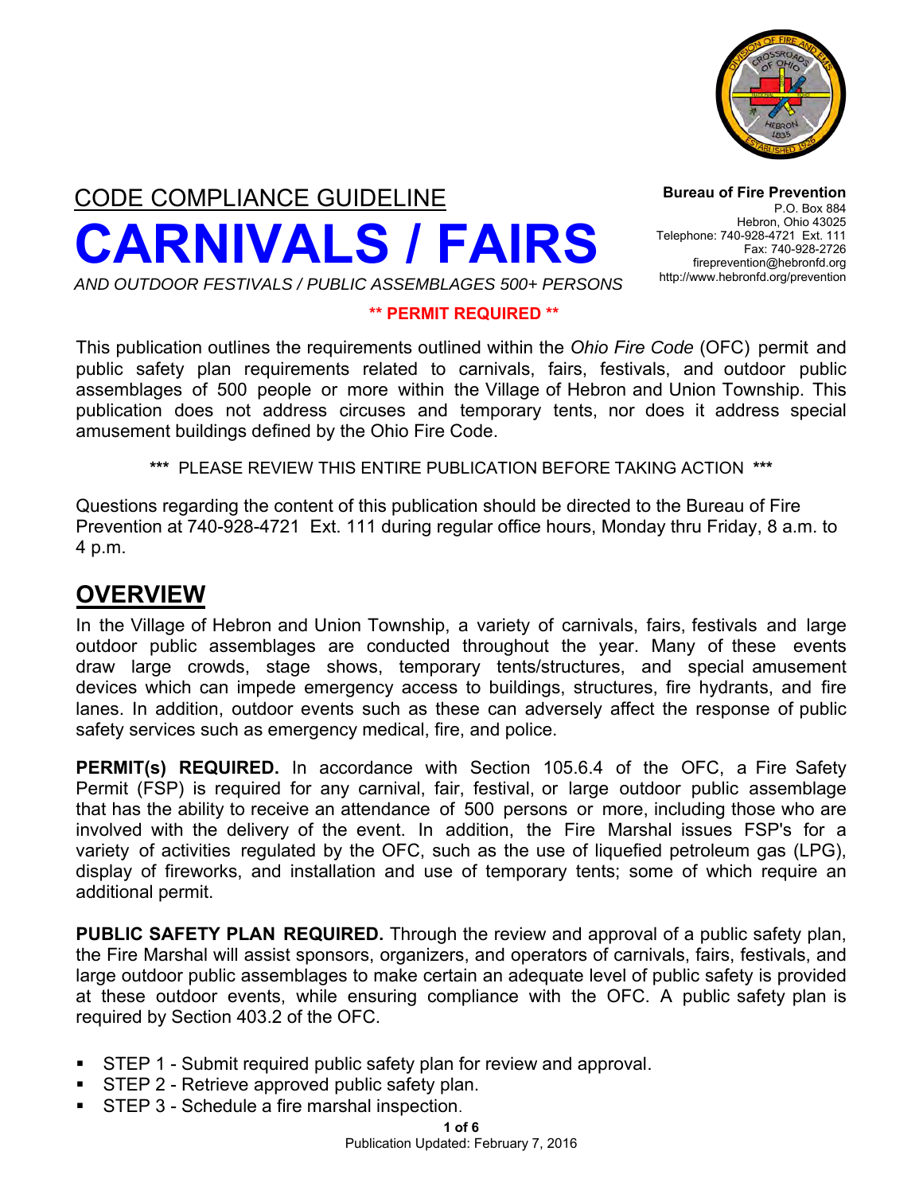CODE COMPLIANCE GUIDELINE

# CARNIVALS / FAIRS

*AND OUTDOOR FESTIVALS / PUBLIC ASSEMBLAGES 500+ PERSONS*

**Bureau of Fire Prevention**
P.O. Box 884
Hebron, Ohio 43025
Telephone: 740-928-4721 Ext. 111
Fax: 740-928-2726
fireprevention@hebronfd.org
http://www.hebronfd.org/prevention

**** PERMIT REQUIRED ****

This publication outlines the requirements outlined within the *Ohio Fire Code* (OFC) permit and public safety plan requirements related to carnivals, fairs, festivals, and outdoor public assemblages of 500 people or more within the Village of Hebron and Union Township. This publication does not address circuses and temporary tents, nor does it address special amusement buildings defined by the Ohio Fire Code.

*** PLEASE REVIEW THIS ENTIRE PUBLICATION BEFORE TAKING ACTION ***

Questions regarding the content of this publication should be directed to the Bureau of Fire Prevention at 740-928-4721 Ext. 111 during regular office hours, Monday thru Friday, 8 a.m. to 4 p.m.

## OVERVIEW

In the Village of Hebron and Union Township, a variety of carnivals, fairs, festivals and large outdoor public assemblages are conducted throughout the year. Many of these events draw large crowds, stage shows, temporary tents/structures, and special amusement devices which can impede emergency access to buildings, structures, fire hydrants, and fire lanes. In addition, outdoor events such as these can adversely affect the response of public safety services such as emergency medical, fire, and police.

**PERMIT(s) REQUIRED.** In accordance with Section 105.6.4 of the OFC, a Fire Safety Permit (FSP) is required for any carnival, fair, festival, or large outdoor public assemblage that has the ability to receive an attendance of 500 persons or more, including those who are involved with the delivery of the event. In addition, the Fire Marshal issues FSP's for a variety of activities regulated by the OFC, such as the use of liquefied petroleum gas (LPG), display of fireworks, and installation and use of temporary tents; some of which require an additional permit.

**PUBLIC SAFETY PLAN REQUIRED.** Through the review and approval of a public safety plan, the Fire Marshal will assist sponsors, organizers, and operators of carnivals, fairs, festivals, and large outdoor public assemblages to make certain an adequate level of public safety is provided at these outdoor events, while ensuring compliance with the OFC. A public safety plan is required by Section 403.2 of the OFC.

- STEP 1 - Submit required public safety plan for review and approval.
- STEP 2 - Retrieve approved public safety plan.
- STEP 3 - Schedule a fire marshal inspection.

Publication Updated: February 7, 2016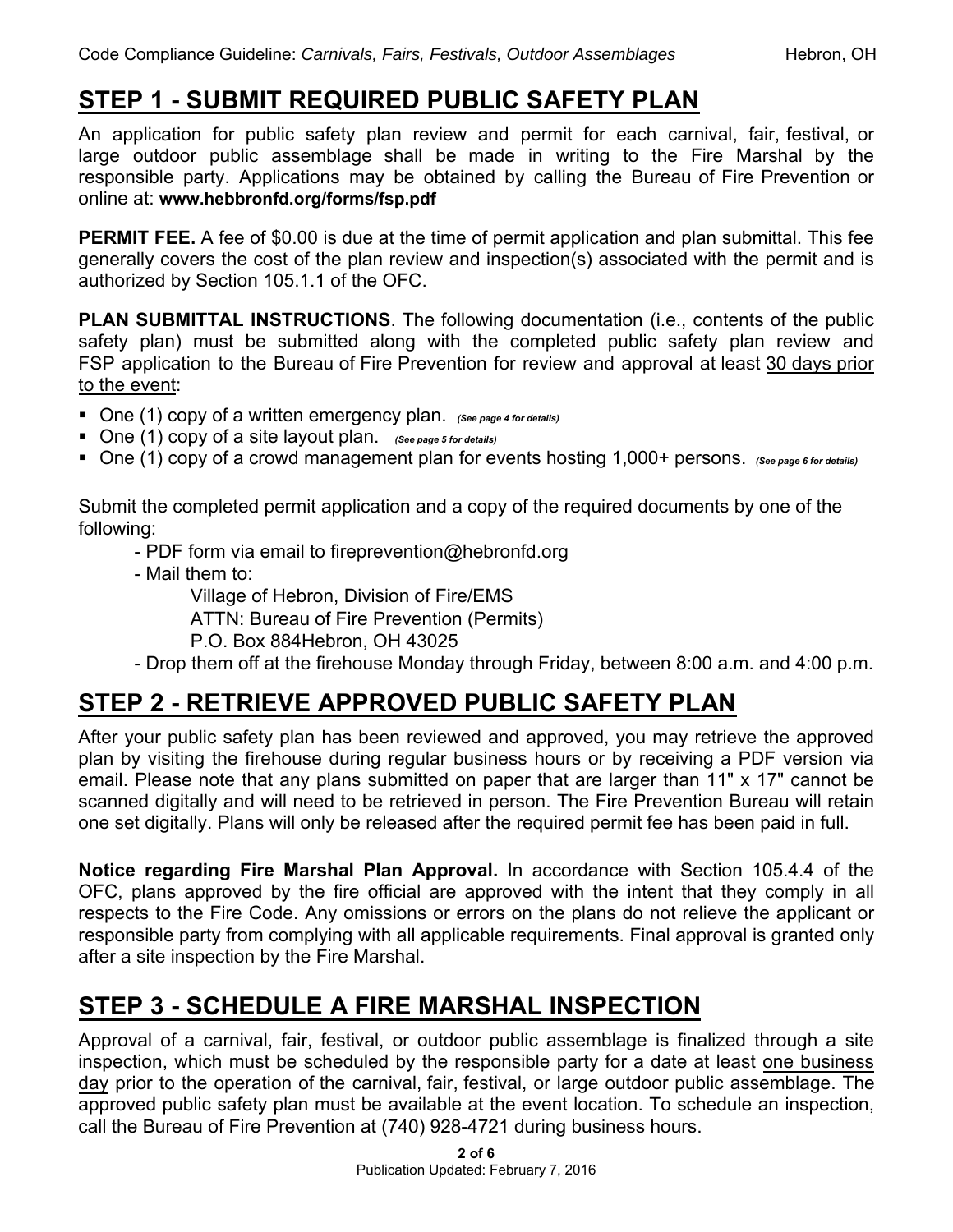## STEP 1 - SUBMIT REQUIRED PUBLIC SAFETY PLAN

An application for public safety plan review and permit for each carnival, fair, festival, or large outdoor public assemblage shall be made in writing to the Fire Marshal by the responsible party. Applications may be obtained by calling the Bureau of Fire Prevention or online at: **www.hebbronfd.org/forms/fsp.pdf**

**PERMIT FEE.** A fee of $0.00 is due at the time of permit application and plan submittal. This fee generally covers the cost of the plan review and inspection(s) associated with the permit and is authorized by Section 105.1.1 of the OFC.

**PLAN SUBMITTAL INSTRUCTIONS**. The following documentation (i.e., contents of the public safety plan) must be submitted along with the completed public safety plan review and FSP application to the Bureau of Fire Prevention for review and approval at least <u>30 days prior to the event</u>:

- One (1) copy of a written emergency plan. ***(See page 4 for details)***
- One (1) copy of a site layout plan. ***(See page 5 for details)***
- One (1) copy of a crowd management plan for events hosting 1,000+ persons. ***(See page 6 for details)***

Submit the completed permit application and a copy of the required documents by one of the following:

- PDF form via email to fireprevention@hebronfd.org
- Mail them to:
  Village of Hebron, Division of Fire/EMS
  ATTN: Bureau of Fire Prevention (Permits)
  P.O. Box 884Hebron, OH 43025
- Drop them off at the firehouse Monday through Friday, between 8:00 a.m. and 4:00 p.m.

## STEP 2 - RETRIEVE APPROVED PUBLIC SAFETY PLAN

After your public safety plan has been reviewed and approved, you may retrieve the approved plan by visiting the firehouse during regular business hours or by receiving a PDF version via email. Please note that any plans submitted on paper that are larger than 11" x 17" cannot be scanned digitally and will need to be retrieved in person. The Fire Prevention Bureau will retain one set digitally. Plans will only be released after the required permit fee has been paid in full.

**Notice regarding Fire Marshal Plan Approval.** In accordance with Section 105.4.4 of the OFC, plans approved by the fire official are approved with the intent that they comply in all respects to the Fire Code. Any omissions or errors on the plans do not relieve the applicant or responsible party from complying with all applicable requirements. Final approval is granted only after a site inspection by the Fire Marshal.

## STEP 3 - SCHEDULE A FIRE MARSHAL INSPECTION

Approval of a carnival, fair, festival, or outdoor public assemblage is finalized through a site inspection, which must be scheduled by the responsible party for a date at least <u>one business day</u> prior to the operation of the carnival, fair, festival, or large outdoor public assemblage. The approved public safety plan must be available at the event location. To schedule an inspection, call the Bureau of Fire Prevention at (740) 928-4721 during business hours.

Publication Updated: February 7, 2016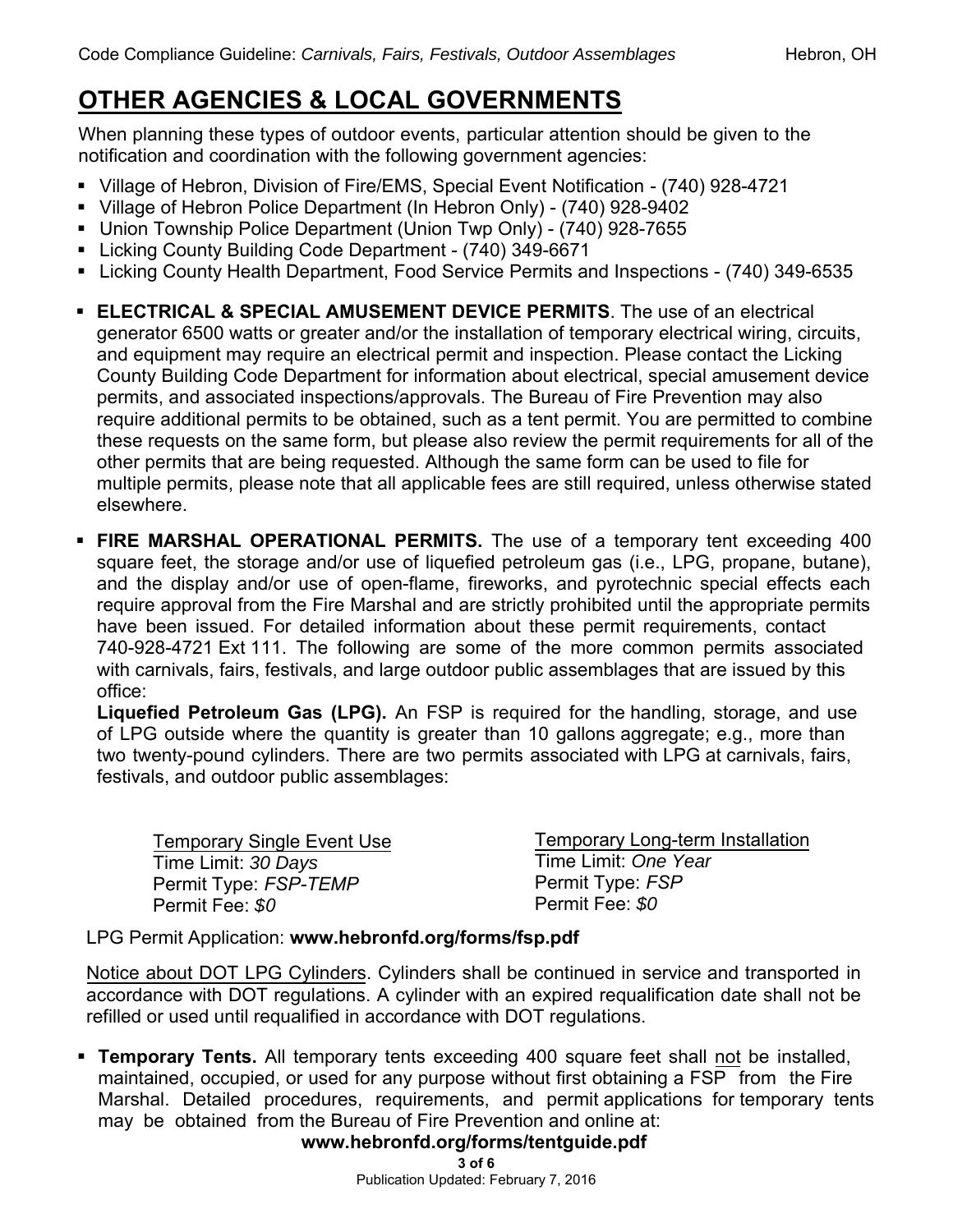# OTHER AGENCIES & LOCAL GOVERNMENTS

When planning these types of outdoor events, particular attention should be given to the notification and coordination with the following government agencies:

- Village of Hebron, Division of Fire/EMS, Special Event Notification - (740) 928-4721
- Village of Hebron Police Department (In Hebron Only) - (740) 928-9402
- Union Township Police Department (Union Twp Only) - (740) 928-7655
- Licking County Building Code Department - (740) 349-6671
- Licking County Health Department, Food Service Permits and Inspections - (740) 349-6535

- **ELECTRICAL & SPECIAL AMUSEMENT DEVICE PERMITS**. The use of an electrical generator 6500 watts or greater and/or the installation of temporary electrical wiring, circuits, and equipment may require an electrical permit and inspection. Please contact the Licking County Building Code Department for information about electrical, special amusement device permits, and associated inspections/approvals. The Bureau of Fire Prevention may also require additional permits to be obtained, such as a tent permit. You are permitted to combine these requests on the same form, but please also review the permit requirements for all of the other permits that are being requested. Although the same form can be used to file for multiple permits, please note that all applicable fees are still required, unless otherwise stated elsewhere.

- **FIRE MARSHAL OPERATIONAL PERMITS.** The use of a temporary tent exceeding 400 square feet, the storage and/or use of liquefied petroleum gas (i.e., LPG, propane, butane), and the display and/or use of open-flame, fireworks, and pyrotechnic special effects each require approval from the Fire Marshal and are strictly prohibited until the appropriate permits have been issued. For detailed information about these permit requirements, contact 740-928-4721 Ext 111. The following are some of the more common permits associated with carnivals, fairs, festivals, and large outdoor public assemblages that are issued by this office:

  **Liquefied Petroleum Gas (LPG).** An FSP is required for the handling, storage, and use of LPG outside where the quantity is greater than 10 gallons aggregate; e.g., more than two twenty-pound cylinders. There are two permits associated with LPG at carnivals, fairs, festivals, and outdoor public assemblages:

  <u>Temporary Single Event Use</u>
  Time Limit: *30 Days*
  Permit Type: *FSP-TEMP*
  Permit Fee: *$0*

  <u>Temporary Long-term Installation</u>
  Time Limit: *One Year*
  Permit Type: *FSP*
  Permit Fee: *$0*

  LPG Permit Application: **www.hebronfd.org/forms/fsp.pdf**

  <u>Notice about DOT LPG Cylinders</u>. Cylinders shall be continued in service and transported in accordance with DOT regulations. A cylinder with an expired requalification date shall not be refilled or used until requalified in accordance with DOT regulations.

- **Temporary Tents.** All temporary tents exceeding 400 square feet shall <u>not</u> be installed, maintained, occupied, or used for any purpose without first obtaining a FSP from the Fire Marshal. Detailed procedures, requirements, and permit applications for temporary tents may be obtained from the Bureau of Fire Prevention and online at:

  **www.hebronfd.org/forms/tentguide.pdf**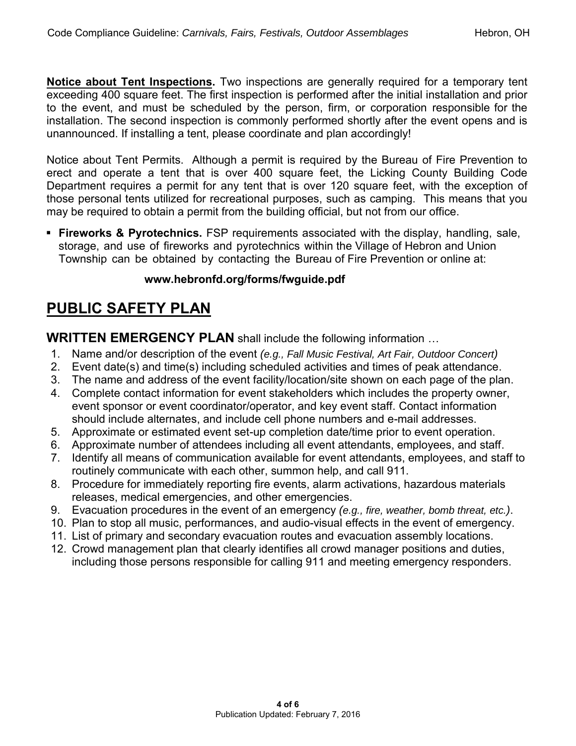**<u>Notice about Tent Inspections</u>.** Two inspections are generally required for a temporary tent exceeding 400 square feet. The first inspection is performed after the initial installation and prior to the event, and must be scheduled by the person, firm, or corporation responsible for the installation. The second inspection is commonly performed shortly after the event opens and is unannounced. If installing a tent, please coordinate and plan accordingly!

Notice about Tent Permits. Although a permit is required by the Bureau of Fire Prevention to erect and operate a tent that is over 400 square feet, the Licking County Building Code Department requires a permit for any tent that is over 120 square feet, with the exception of those personal tents utilized for recreational purposes, such as camping. This means that you may be required to obtain a permit from the building official, but not from our office.

- **Fireworks & Pyrotechnics.** FSP requirements associated with the display, handling, sale, storage, and use of fireworks and pyrotechnics within the Village of Hebron and Union Township can be obtained by contacting the Bureau of Fire Prevention or online at:

  **www.hebronfd.org/forms/fwguide.pdf**

# <u>PUBLIC SAFETY PLAN</u>

**WRITTEN EMERGENCY PLAN** shall include the following information …

1. Name and/or description of the event *(e.g., Fall Music Festival, Art Fair, Outdoor Concert)*
2. Event date(s) and time(s) including scheduled activities and times of peak attendance.
3. The name and address of the event facility/location/site shown on each page of the plan.
4. Complete contact information for event stakeholders which includes the property owner, event sponsor or event coordinator/operator, and key event staff. Contact information should include alternates, and include cell phone numbers and e-mail addresses.
5. Approximate or estimated event set-up completion date/time prior to event operation.
6. Approximate number of attendees including all event attendants, employees, and staff.
7. Identify all means of communication available for event attendants, employees, and staff to routinely communicate with each other, summon help, and call 911.
8. Procedure for immediately reporting fire events, alarm activations, hazardous materials releases, medical emergencies, and other emergencies.
9. Evacuation procedures in the event of an emergency *(e.g., fire, weather, bomb threat, etc.)*.
10. Plan to stop all music, performances, and audio-visual effects in the event of emergency.
11. List of primary and secondary evacuation routes and evacuation assembly locations.
12. Crowd management plan that clearly identifies all crowd manager positions and duties, including those persons responsible for calling 911 and meeting emergency responders.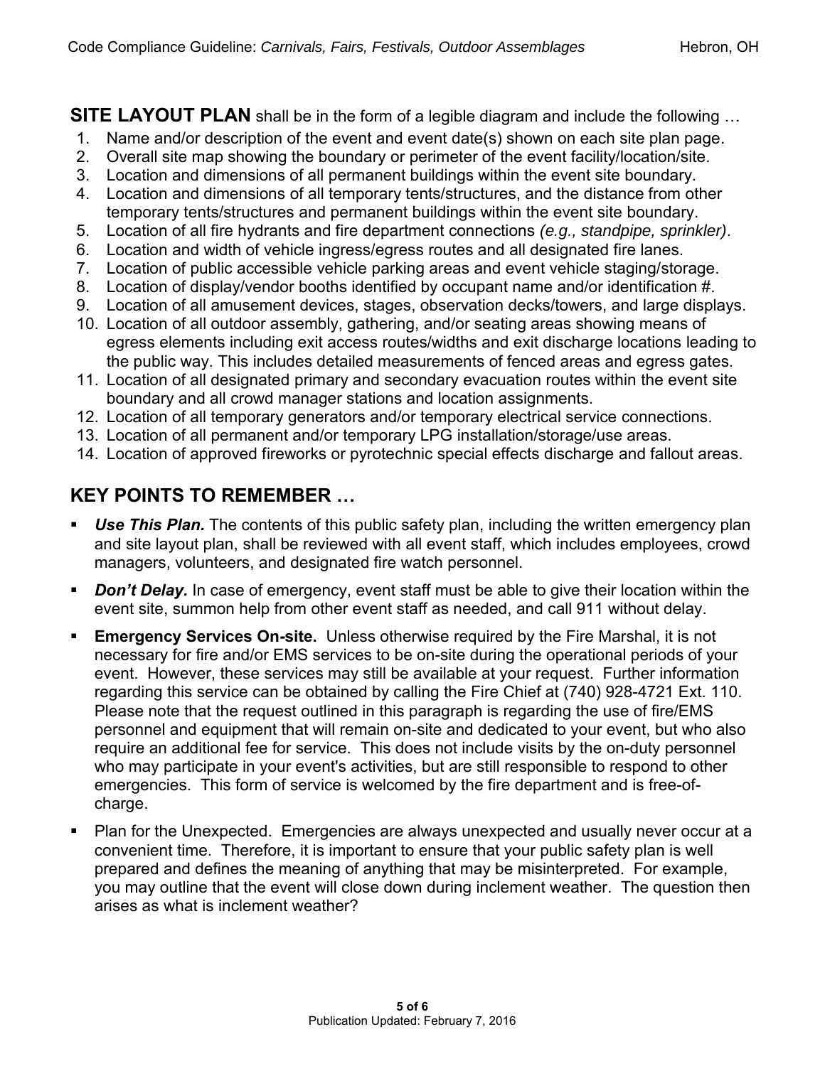**SITE LAYOUT PLAN** shall be in the form of a legible diagram and include the following …

1. Name and/or description of the event and event date(s) shown on each site plan page.
2. Overall site map showing the boundary or perimeter of the event facility/location/site.
3. Location and dimensions of all permanent buildings within the event site boundary.
4. Location and dimensions of all temporary tents/structures, and the distance from other temporary tents/structures and permanent buildings within the event site boundary.
5. Location of all fire hydrants and fire department connections *(e.g., standpipe, sprinkler)*.
6. Location and width of vehicle ingress/egress routes and all designated fire lanes.
7. Location of public accessible vehicle parking areas and event vehicle staging/storage.
8. Location of display/vendor booths identified by occupant name and/or identification #.
9. Location of all amusement devices, stages, observation decks/towers, and large displays.
10. Location of all outdoor assembly, gathering, and/or seating areas showing means of egress elements including exit access routes/widths and exit discharge locations leading to the public way. This includes detailed measurements of fenced areas and egress gates.
11. Location of all designated primary and secondary evacuation routes within the event site boundary and all crowd manager stations and location assignments.
12. Location of all temporary generators and/or temporary electrical service connections.
13. Location of all permanent and/or temporary LPG installation/storage/use areas.
14. Location of approved fireworks or pyrotechnic special effects discharge and fallout areas.

## KEY POINTS TO REMEMBER …

- ***Use This Plan.*** The contents of this public safety plan, including the written emergency plan and site layout plan, shall be reviewed with all event staff, which includes employees, crowd managers, volunteers, and designated fire watch personnel.
- ***Don't Delay.*** In case of emergency, event staff must be able to give their location within the event site, summon help from other event staff as needed, and call 911 without delay.
- **Emergency Services On-site.** Unless otherwise required by the Fire Marshal, it is not necessary for fire and/or EMS services to be on-site during the operational periods of your event. However, these services may still be available at your request. Further information regarding this service can be obtained by calling the Fire Chief at (740) 928-4721 Ext. 110. Please note that the request outlined in this paragraph is regarding the use of fire/EMS personnel and equipment that will remain on-site and dedicated to your event, but who also require an additional fee for service. This does not include visits by the on-duty personnel who may participate in your event's activities, but are still responsible to respond to other emergencies. This form of service is welcomed by the fire department and is free-of-charge.
- Plan for the Unexpected. Emergencies are always unexpected and usually never occur at a convenient time. Therefore, it is important to ensure that your public safety plan is well prepared and defines the meaning of anything that may be misinterpreted. For example, you may outline that the event will close down during inclement weather. The question then arises as what is inclement weather?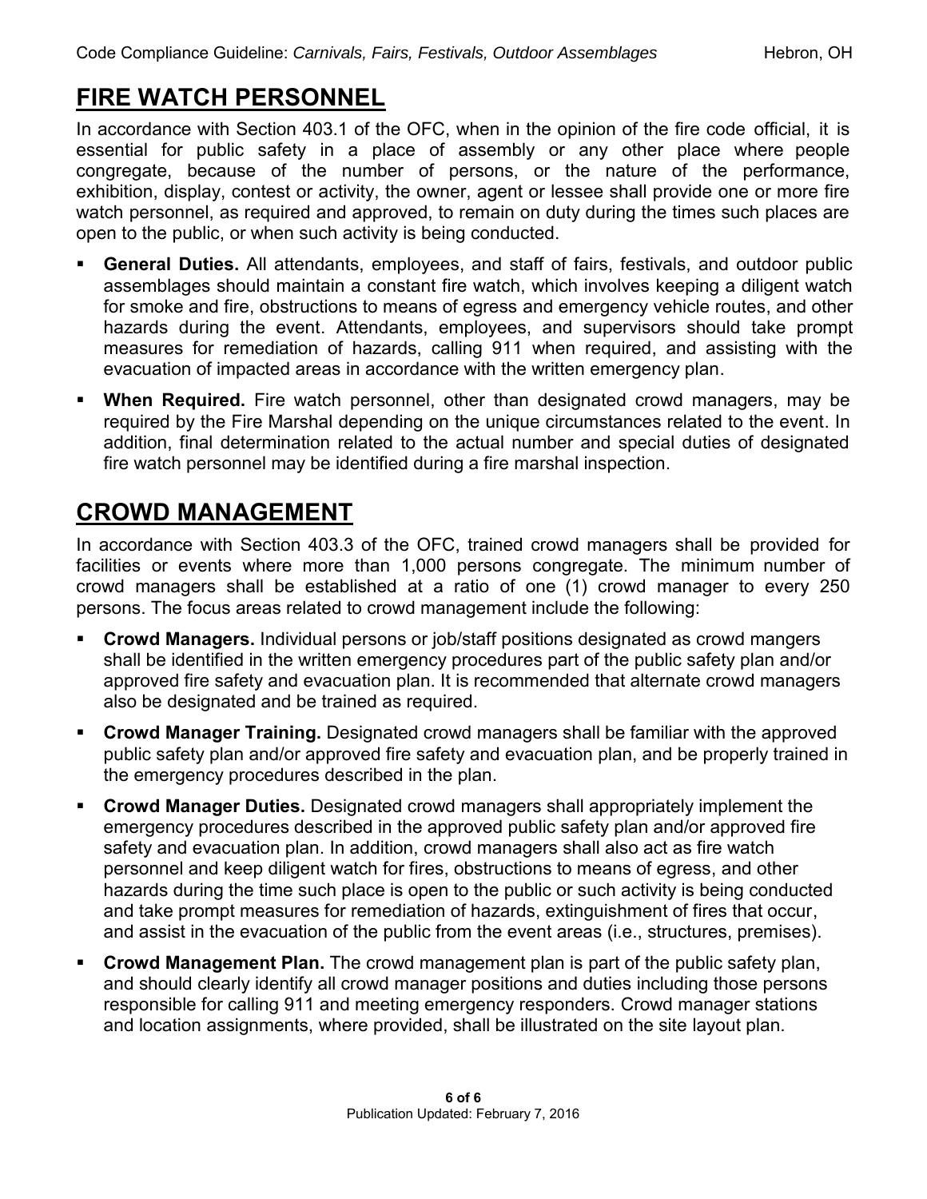## FIRE WATCH PERSONNEL

In accordance with Section 403.1 of the OFC, when in the opinion of the fire code official, it is essential for public safety in a place of assembly or any other place where people congregate, because of the number of persons, or the nature of the performance, exhibition, display, contest or activity, the owner, agent or lessee shall provide one or more fire watch personnel, as required and approved, to remain on duty during the times such places are open to the public, or when such activity is being conducted.

- **General Duties.** All attendants, employees, and staff of fairs, festivals, and outdoor public assemblages should maintain a constant fire watch, which involves keeping a diligent watch for smoke and fire, obstructions to means of egress and emergency vehicle routes, and other hazards during the event. Attendants, employees, and supervisors should take prompt measures for remediation of hazards, calling 911 when required, and assisting with the evacuation of impacted areas in accordance with the written emergency plan.
- **When Required.** Fire watch personnel, other than designated crowd managers, may be required by the Fire Marshal depending on the unique circumstances related to the event. In addition, final determination related to the actual number and special duties of designated fire watch personnel may be identified during a fire marshal inspection.

## CROWD MANAGEMENT

In accordance with Section 403.3 of the OFC, trained crowd managers shall be provided for facilities or events where more than 1,000 persons congregate. The minimum number of crowd managers shall be established at a ratio of one (1) crowd manager to every 250 persons. The focus areas related to crowd management include the following:

- **Crowd Managers.** Individual persons or job/staff positions designated as crowd mangers shall be identified in the written emergency procedures part of the public safety plan and/or approved fire safety and evacuation plan. It is recommended that alternate crowd managers also be designated and be trained as required.
- **Crowd Manager Training.** Designated crowd managers shall be familiar with the approved public safety plan and/or approved fire safety and evacuation plan, and be properly trained in the emergency procedures described in the plan.
- **Crowd Manager Duties.** Designated crowd managers shall appropriately implement the emergency procedures described in the approved public safety plan and/or approved fire safety and evacuation plan. In addition, crowd managers shall also act as fire watch personnel and keep diligent watch for fires, obstructions to means of egress, and other hazards during the time such place is open to the public or such activity is being conducted and take prompt measures for remediation of hazards, extinguishment of fires that occur, and assist in the evacuation of the public from the event areas (i.e., structures, premises).
- **Crowd Management Plan.** The crowd management plan is part of the public safety plan, and should clearly identify all crowd manager positions and duties including those persons responsible for calling 911 and meeting emergency responders. Crowd manager stations and location assignments, where provided, shall be illustrated on the site layout plan.